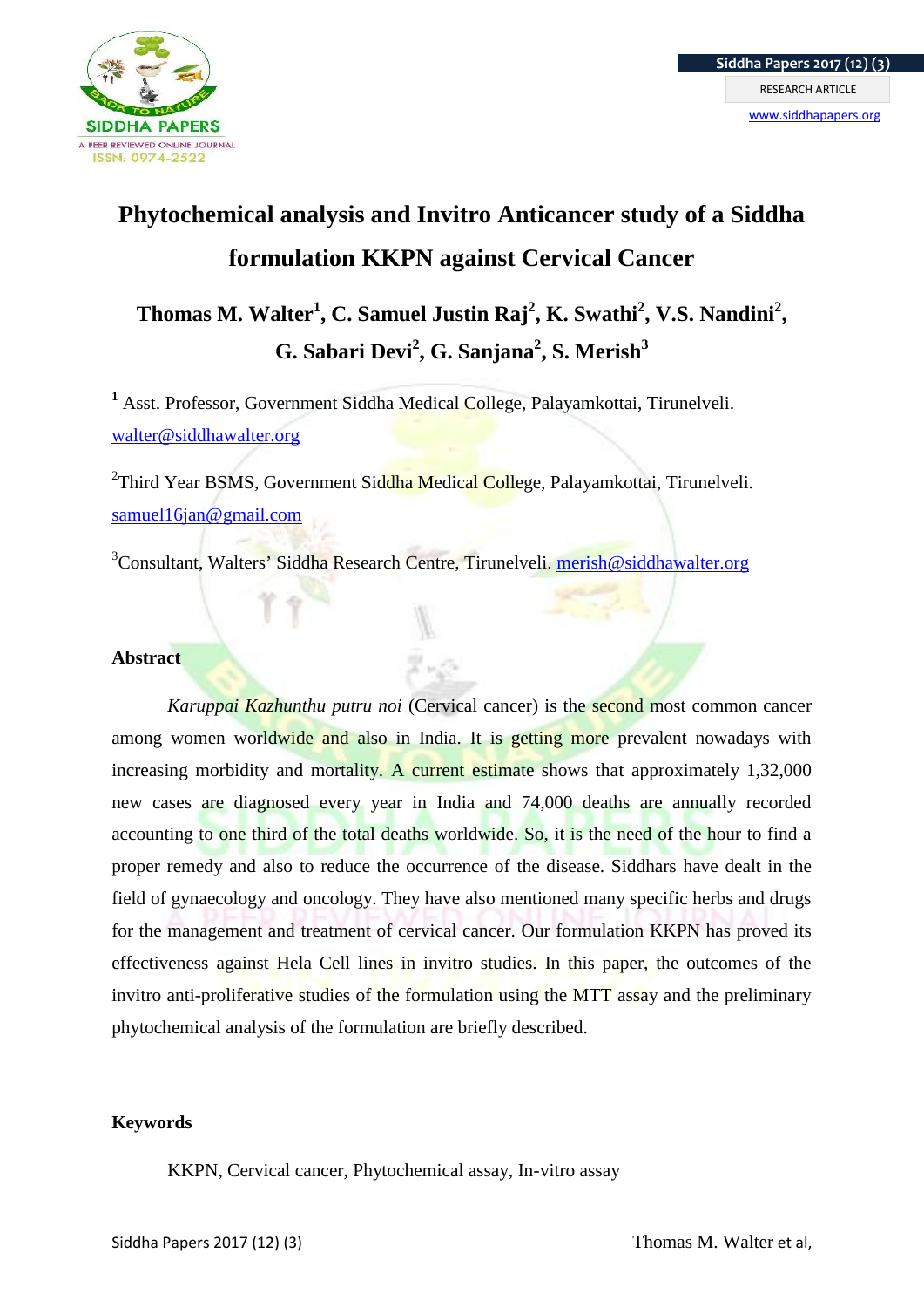# Phytochemical analysis and Invitro Anticancer study of a Siddha formulation KKPN against Cervical Cancer

**Thomas M. Walter[1], C. Samuel Justin Raj[2], K. Swathi[2], V.S. Nandini[2], G. Sabari Devi[2], G. Sanjana[2], S. Merish[3]**

[1] Asst. Professor, Government Siddha Medical College, Palayamkottai, Tirunelveli. walter@siddhawalter.org

[2]Third Year BSMS, Government Siddha Medical College, Palayamkottai, Tirunelveli. samuel16jan@gmail.com

[3]Consultant, Walters' Siddha Research Centre, Tirunelveli. merish@siddhawalter.org

## Abstract

*Karuppai Kazhunthu putru noi* (Cervical cancer) is the second most common cancer among women worldwide and also in India. It is getting more prevalent nowadays with increasing morbidity and mortality. A current estimate shows that approximately 1,32,000 new cases are diagnosed every year in India and 74,000 deaths are annually recorded accounting to one third of the total deaths worldwide. So, it is the need of the hour to find a proper remedy and also to reduce the occurrence of the disease. Siddhars have dealt in the field of gynaecology and oncology. They have also mentioned many specific herbs and drugs for the management and treatment of cervical cancer. Our formulation KKPN has proved its effectiveness against Hela Cell lines in invitro studies. In this paper, the outcomes of the invitro anti-proliferative studies of the formulation using the MTT assay and the preliminary phytochemical analysis of the formulation are briefly described.

## Keywords

KKPN, Cervical cancer, Phytochemical assay, In-vitro assay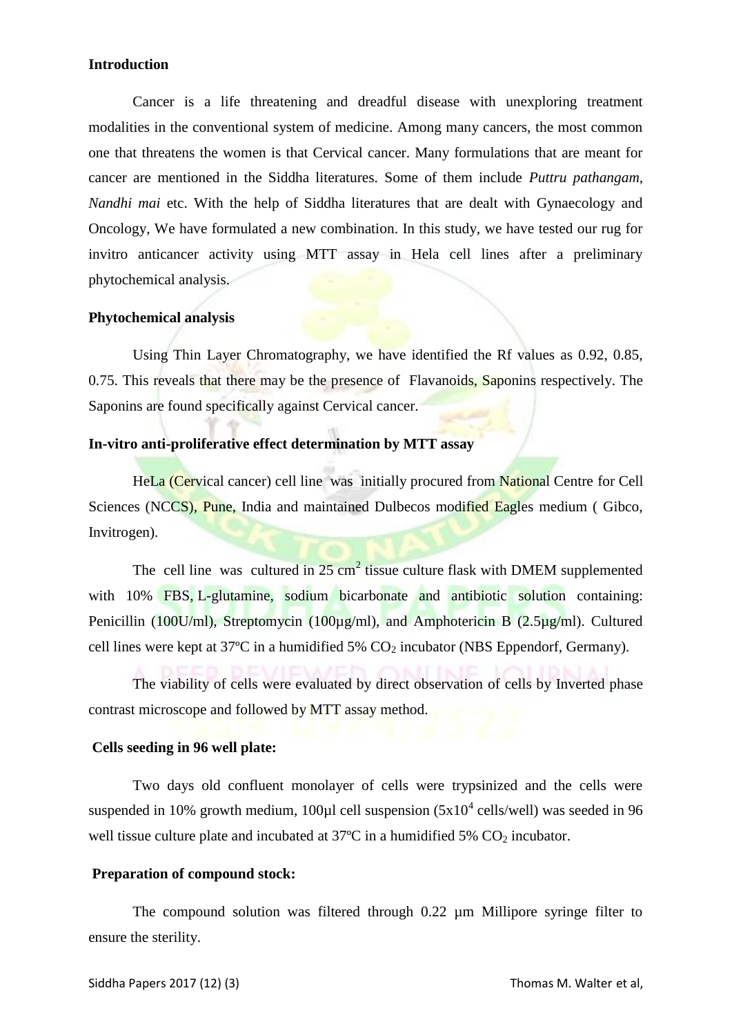**Introduction**

Cancer is a life threatening and dreadful disease with unexploring treatment modalities in the conventional system of medicine. Among many cancers, the most common one that threatens the women is that Cervical cancer. Many formulations that are meant for cancer are mentioned in the Siddha literatures. Some of them include *Puttru pathangam*, *Nandhi mai* etc. With the help of Siddha literatures that are dealt with Gynaecology and Oncology, We have formulated a new combination. In this study, we have tested our rug for invitro anticancer activity using MTT assay in Hela cell lines after a preliminary phytochemical analysis.

**Phytochemical analysis**

Using Thin Layer Chromatography, we have identified the Rf values as 0.92, 0.85, 0.75. This reveals that there may be the presence of Flavanoids, Saponins respectively. The Saponins are found specifically against Cervical cancer.

**In-vitro anti-proliferative effect determination by MTT assay**

HeLa (Cervical cancer) cell line was initially procured from National Centre for Cell Sciences (NCCS), Pune, India and maintained Dulbecos modified Eagles medium ( Gibco, Invitrogen).

The cell line was cultured in 25 $cm^2$ tissue culture flask with DMEM supplemented with 10% FBS, L-glutamine, sodium bicarbonate and antibiotic solution containing: Penicillin (100U/ml), Streptomycin (100µg/ml), and Amphotericin B (2.5µg/ml). Cultured cell lines were kept at 37ºC in a humidified 5% $CO_2$ incubator (NBS Eppendorf, Germany).

The viability of cells were evaluated by direct observation of cells by Inverted phase contrast microscope and followed by MTT assay method.

**Cells seeding in 96 well plate:**

Two days old confluent monolayer of cells were trypsinized and the cells were suspended in 10% growth medium, 100µl cell suspension ($5x10^4$ cells/well) was seeded in 96 well tissue culture plate and incubated at 37ºC in a humidified 5% $CO_2$ incubator.

**Preparation of compound stock:**

The compound solution was filtered through 0.22 µm Millipore syringe filter to ensure the sterility.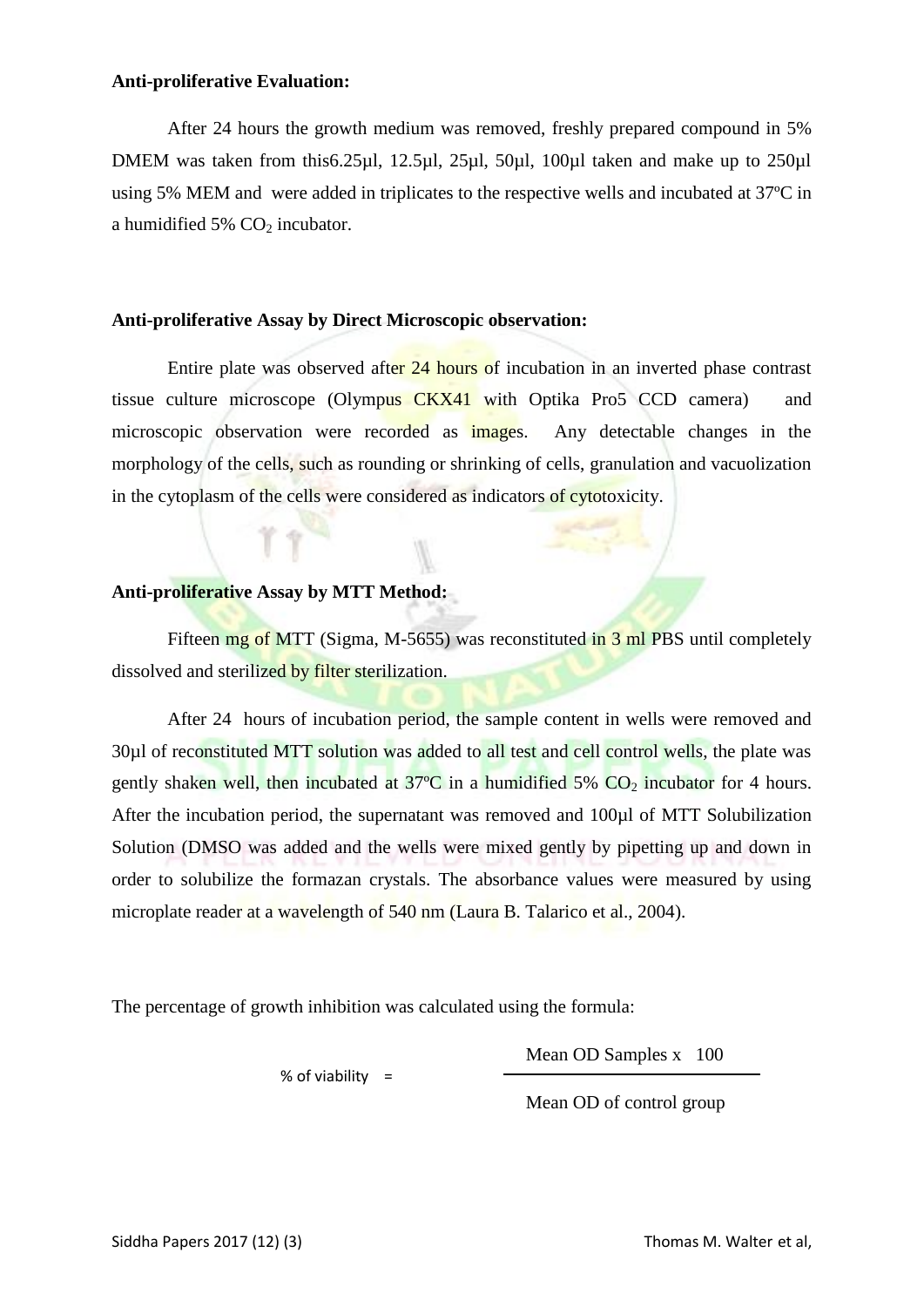**Anti-proliferative Evaluation:**

After 24 hours the growth medium was removed, freshly prepared compound in 5% DMEM was taken from this6.25µl, 12.5µl, 25µl, 50µl, 100µl taken and make up to 250µl using 5% MEM and were added in triplicates to the respective wells and incubated at 37ºC in a humidified 5% $CO_2$ incubator.

**Anti-proliferative Assay by Direct Microscopic observation:**

Entire plate was observed after 24 hours of incubation in an inverted phase contrast tissue culture microscope (Olympus CKX41 with Optika Pro5 CCD camera) and microscopic observation were recorded as images. Any detectable changes in the morphology of the cells, such as rounding or shrinking of cells, granulation and vacuolization in the cytoplasm of the cells were considered as indicators of cytotoxicity.

**Anti-proliferative Assay by MTT Method:**

Fifteen mg of MTT (Sigma, M-5655) was reconstituted in 3 ml PBS until completely dissolved and sterilized by filter sterilization.

After 24 hours of incubation period, the sample content in wells were removed and 30µl of reconstituted MTT solution was added to all test and cell control wells, the plate was gently shaken well, then incubated at 37ºC in a humidified 5% $CO_2$ incubator for 4 hours. After the incubation period, the supernatant was removed and 100µl of MTT Solubilization Solution (DMSO was added and the wells were mixed gently by pipetting up and down in order to solubilize the formazan crystals. The absorbance values were measured by using microplate reader at a wavelength of 540 nm (Laura B. Talarico et al., 2004).

The percentage of growth inhibition was calculated using the formula:

$$\text{\% of viability} = \frac{\text{Mean OD Samples} \times 100}{\text{Mean OD of control group}}$$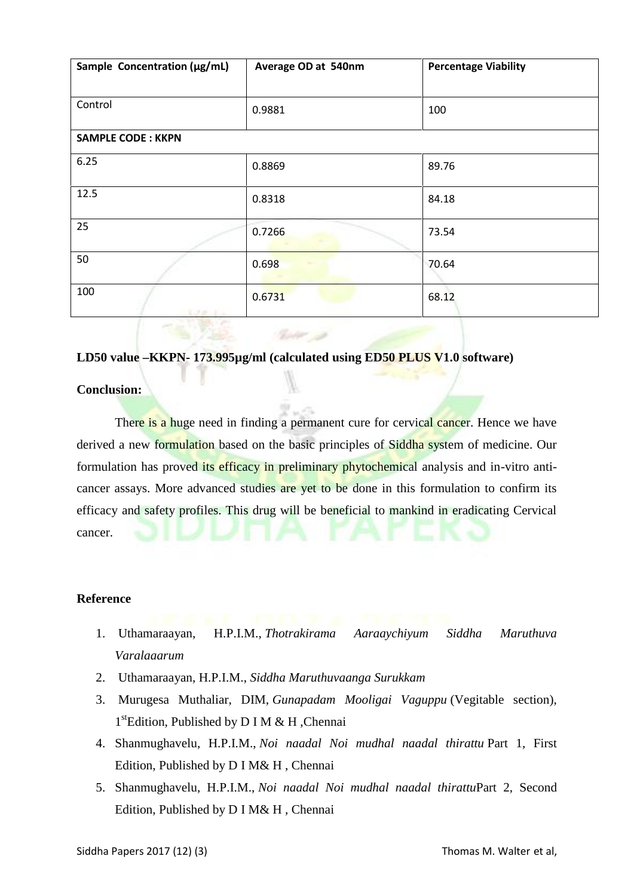| Sample Concentration (µg/mL) | Average OD at 540nm | Percentage Viability |
|---|---|---|
| Control | 0.9881 | 100 |
| **SAMPLE CODE : KKPN** | | |
| 6.25 | 0.8869 | 89.76 |
| 12.5 | 0.8318 | 84.18 |
| 25 | 0.7266 | 73.54 |
| 50 | 0.698 | 70.64 |
| 100 | 0.6731 | 68.12 |

**LD50 value –KKPN- 173.995µg/ml (calculated using ED50 PLUS V1.0 software)**

**Conclusion:**

There is a huge need in finding a permanent cure for cervical cancer. Hence we have derived a new formulation based on the basic principles of Siddha system of medicine. Our formulation has proved its efficacy in preliminary phytochemical analysis and in-vitro anti-cancer assays. More advanced studies are yet to be done in this formulation to confirm its efficacy and safety profiles. This drug will be beneficial to mankind in eradicating Cervical cancer.

**Reference**

1. Uthamaraayan, H.P.I.M., *Thotrakirama Aaraaychiyum Siddha Maruthuva Varalaaarum*
2. Uthamaraayan, H.P.I.M., *Siddha Maruthuvaanga Surukkam*
3. Murugesa Muthaliar, DIM, *Gunapadam Mooligai Vaguppu* (Vegitable section), 1stEdition, Published by D I M & H ,Chennai
4. Shanmughavelu, H.P.I.M., *Noi naadal Noi mudhal naadal thirattu* Part 1, First Edition, Published by D I M& H , Chennai
5. Shanmughavelu, H.P.I.M., *Noi naadal Noi mudhal naadal thirattu*Part 2, Second Edition, Published by D I M& H , Chennai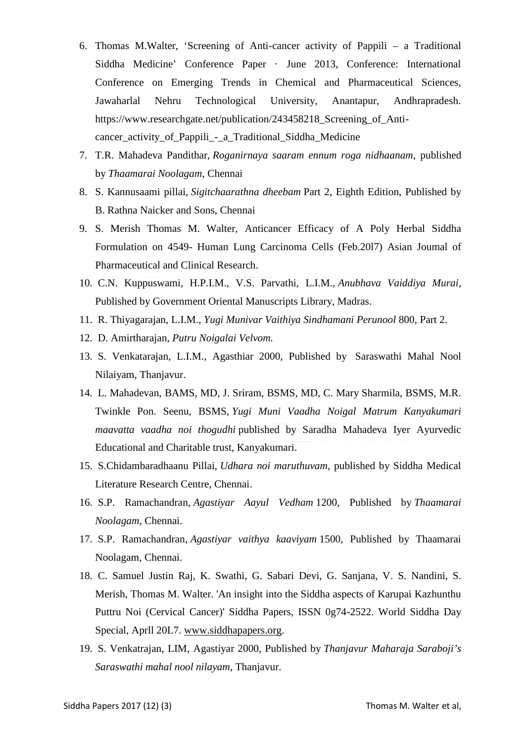6. Thomas M.Walter, 'Screening of Anti-cancer activity of Pappili – a Traditional Siddha Medicine' Conference Paper · June 2013, Conference: International Conference on Emerging Trends in Chemical and Pharmaceutical Sciences, Jawaharlal Nehru Technological University, Anantapur, Andhrapradesh. https://www.researchgate.net/publication/243458218_Screening_of_Anti-cancer_activity_of_Pappili_-_a_Traditional_Siddha_Medicine
7. T.R. Mahadeva Pandithar, *Roganirnaya saaram ennum roga nidhaanam*, published by *Thaamarai Noolagam*, Chennai
8. S. Kannusaami pillai, *Sigitchaarathna dheebam* Part 2, Eighth Edition, Published by B. Rathna Naicker and Sons, Chennai
9. S. Merish Thomas M. Walter, Anticancer Efficacy of A Poly Herbal Siddha Formulation on 4549- Human Lung Carcinoma Cells (Feb.20l7) Asian Joumal of Pharmaceutical and Clinical Research.
10. C.N. Kuppuswami, H.P.I.M., V.S. Parvathi, L.I.M., *Anubhava Vaiddiya Murai*, Published by Government Oriental Manuscripts Library, Madras.
11. R. Thiyagarajan, L.I.M., *Yugi Munivar Vaithiya Sindhamani Perunool* 800, Part 2.
12. D. Amirtharajan, *Putru Noigalai Velvom.*
13. S. Venkatarajan, L.I.M., Agasthiar 2000, Published by Saraswathi Mahal Nool Nilaiyam, Thanjavur.
14. L. Mahadevan, BAMS, MD, J. Sriram, BSMS, MD, C. Mary Sharmila, BSMS, M.R. Twinkle Pon. Seenu, BSMS, *Yugi Muni Vaadha Noigal Matrum Kanyakumari maavatta vaadha noi thogudhi* published by Saradha Mahadeva Iyer Ayurvedic Educational and Charitable trust, Kanyakumari.
15. S.Chidambaradhaanu Pillai, *Udhara noi maruthuvam*, published by Siddha Medical Literature Research Centre, Chennai.
16. S.P. Ramachandran, *Agastiyar Aayul Vedham* 1200, Published by *Thaamarai Noolagam*, Chennai.
17. S.P. Ramachandran, *Agastiyar vaithya kaaviyam* 1500, Published by Thaamarai Noolagam, Chennai.
18. C. Samuel Justin Raj, K. Swathi, G. Sabari Devi, G. Sanjana, V. S. Nandini, S. Merish, Thomas M. Walter. 'An insight into the Siddha aspects of Karupai Kazhunthu Puttru Noi (Cervical Cancer)' Siddha Papers, ISSN 0g74-2522. World Siddha Day Special, Aprll 20L7. www.siddhapapers.org.
19. S. Venkatrajan, LIM, Agastiyar 2000, Published by *Thanjavur Maharaja Saraboji's Saraswathi mahal nool nilayam*, Thanjavur.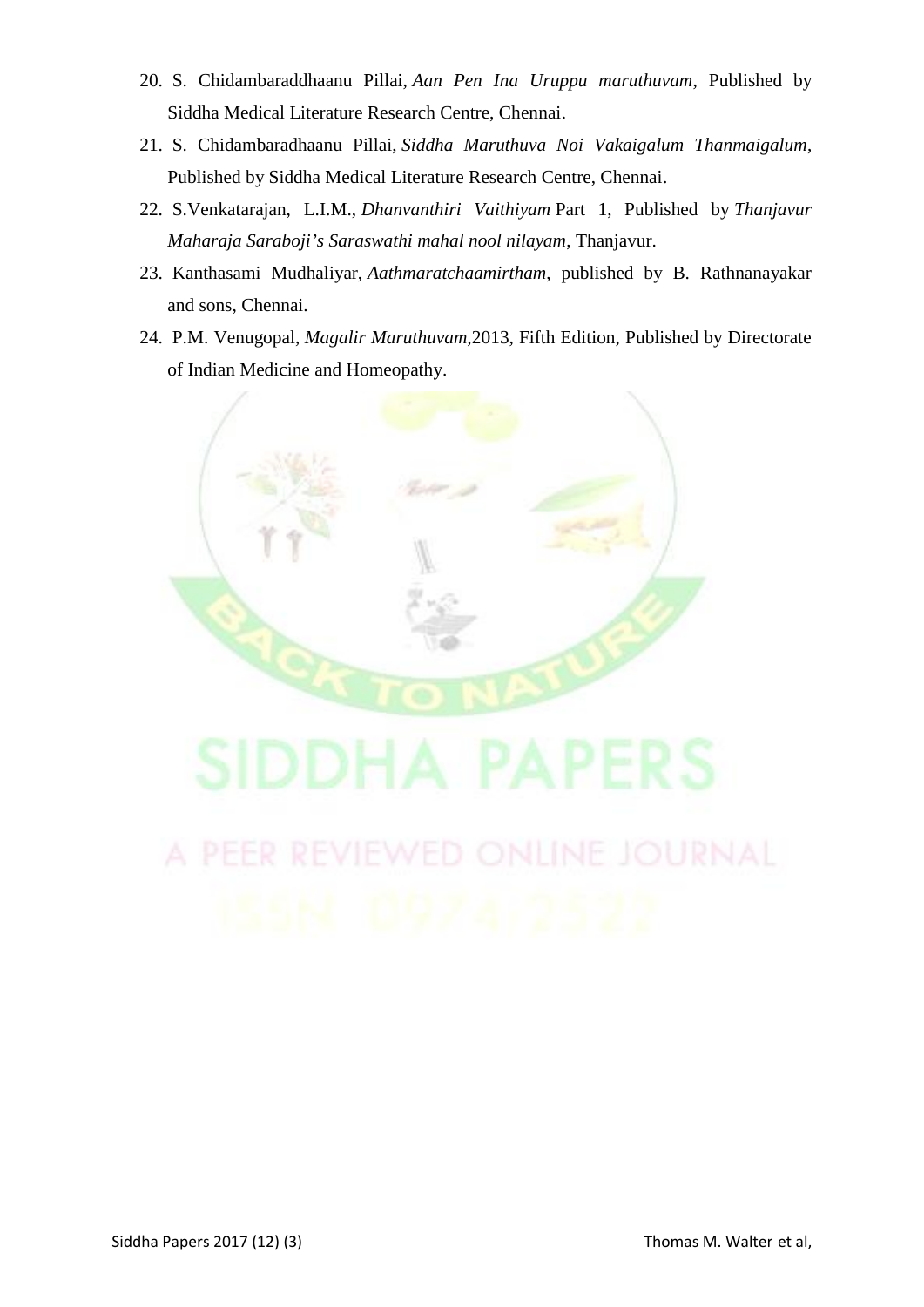20. S. Chidambaraddhaanu Pillai, *Aan Pen Ina Uruppu maruthuvam*, Published by Siddha Medical Literature Research Centre, Chennai.
21. S. Chidambaradhaanu Pillai, *Siddha Maruthuva Noi Vakaigalum Thanmaigalum*, Published by Siddha Medical Literature Research Centre, Chennai.
22. S.Venkatarajan, L.I.M., *Dhanvanthiri Vaithiyam* Part 1, Published by *Thanjavur Maharaja Saraboji's Saraswathi mahal nool nilayam*, Thanjavur.
23. Kanthasami Mudhaliyar, *Aathmaratchaamirtham*, published by B. Rathnanayakar and sons, Chennai.
24. P.M. Venugopal, *Magalir Maruthuvam*,2013, Fifth Edition, Published by Directorate of Indian Medicine and Homeopathy.